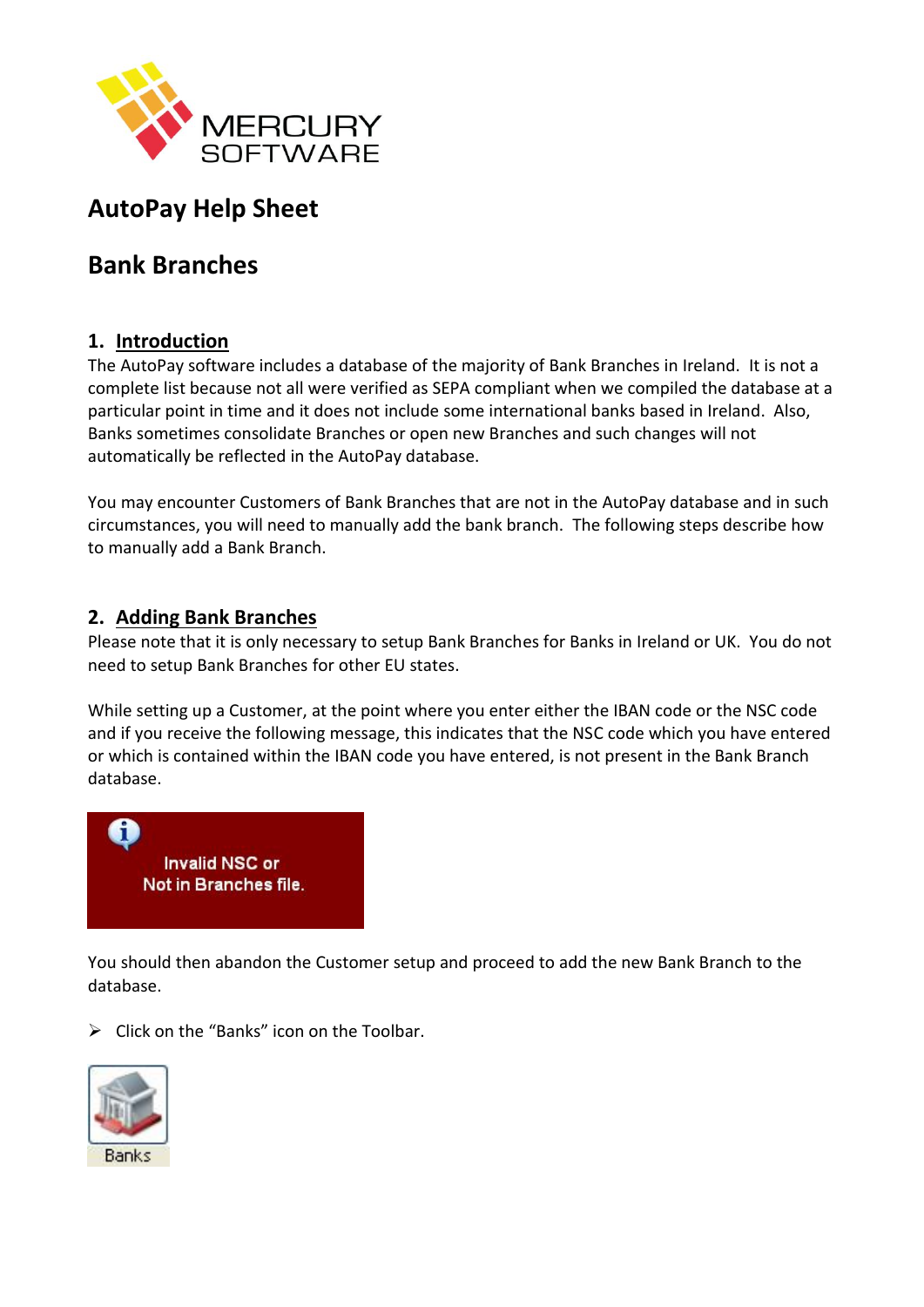# AutoPay Help Sheet

# Bank Branches

## 1. Introduction

The AutoPay software includes a database of the majority of Bank Branches in Ireland. It is not a complete list because not all were verified as SEPA compliant when we compiled the database at a particular point in time and it does not include some international banks based in Ireland. Also, Banks sometimes consolidate Branches or open new Branches and such changes will not automatically be reflected in the AutoPay database.

You may encounter Customers of Bank Branches that are not in the AutoPay database and in such circumstances, you will need to manually add the bank branch. The following steps describe how to manually add a Bank Branch.

## 2. Adding Bank Branches

Please note that it is only necessary to setup Bank Branches for Banks in Ireland or UK. You do not need to setup Bank Branches for other EU states.

While setting up a Customer, at the point where you enter either the IBAN code or the NSC code and if you receive the following message, this indicates that the NSC code which you have entered or which is contained within the IBAN code you have entered, is not present in the Bank Branch database.

Invalid NSC or
Not in Branches file.

You should then abandon the Customer setup and proceed to add the new Bank Branch to the database.

- Click on the "Banks" icon on the Toolbar.

Banks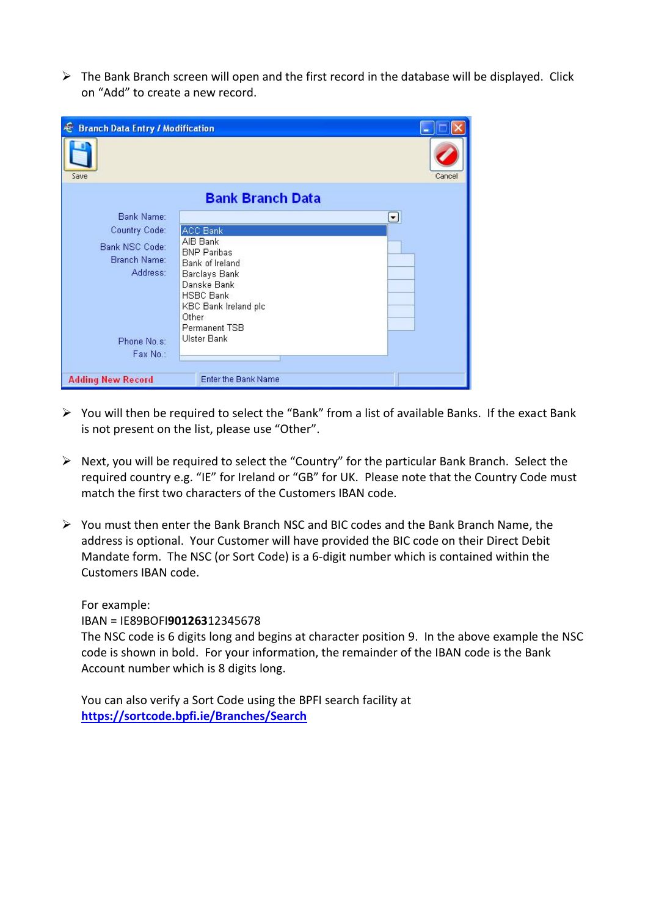- The Bank Branch screen will open and the first record in the database will be displayed. Click on "Add" to create a new record.

- You will then be required to select the "Bank" from a list of available Banks. If the exact Bank is not present on the list, please use "Other".

- Next, you will be required to select the "Country" for the particular Bank Branch. Select the required country e.g. "IE" for Ireland or "GB" for UK. Please note that the Country Code must match the first two characters of the Customers IBAN code.

- You must then enter the Bank Branch NSC and BIC codes and the Bank Branch Name, the address is optional. Your Customer will have provided the BIC code on their Direct Debit Mandate form. The NSC (or Sort Code) is a 6-digit number which is contained within the Customers IBAN code.

  For example:
  IBAN = IE89BOFI**901263**12345678
  The NSC code is 6 digits long and begins at character position 9. In the above example the NSC code is shown in bold. For your information, the remainder of the IBAN code is the Bank Account number which is 8 digits long.

  You can also verify a Sort Code using the BPFI search facility at [https://sortcode.bpfi.ie/Branches/Search](https://sortcode.bpfi.ie/Branches/Search)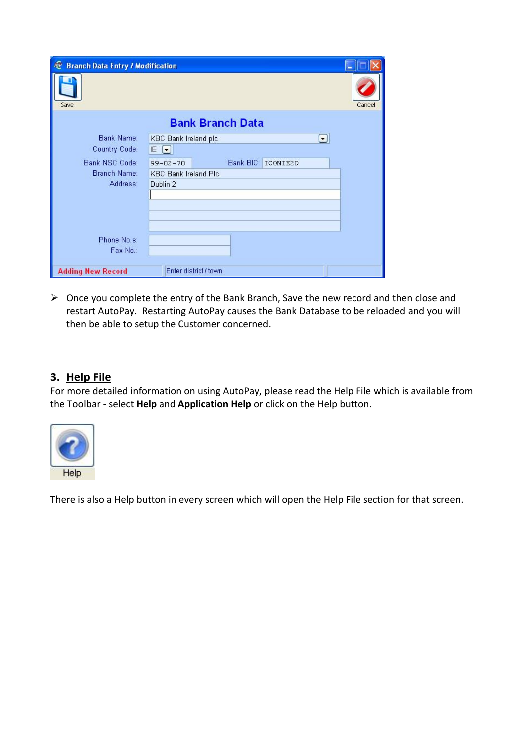- Once you complete the entry of the Bank Branch, Save the new record and then close and restart AutoPay. Restarting AutoPay causes the Bank Database to be reloaded and you will then be able to setup the Customer concerned.

## 3. Help File

For more detailed information on using AutoPay, please read the Help File which is available from the Toolbar - select **Help** and **Application Help** or click on the Help button.

There is also a Help button in every screen which will open the Help File section for that screen.